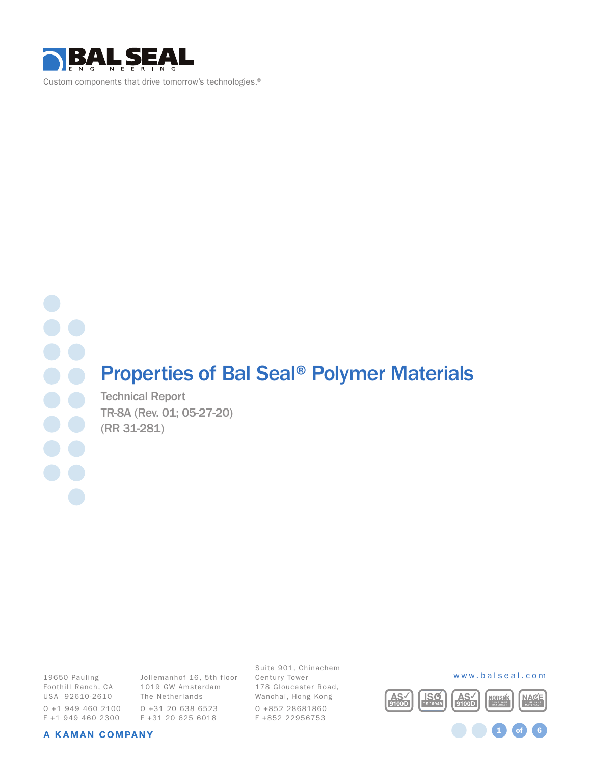BAL SEAL ENGINEERING

Custom components that drive tomorrow's technologies.®

# Properties of Bal Seal® Polymer Materials

Technical Report

TR-8A (Rev. 01; 05-27-20)

(RR 31-281)

19650 Pauling
Foothill Ranch, CA
USA 92610-2610

O +1 949 460 2100
F +1 949 460 2300

Jollemanhof 16, 5th floor
1019 GW Amsterdam
The Netherlands

O +31 20 638 6523
F +31 20 625 6018

Suite 901, Chinachem
Century Tower
178 Gloucester Road,
Wanchai, Hong Kong

O +852 28681860
F +852 22956753

www.balseal.com

A KAMAN COMPANY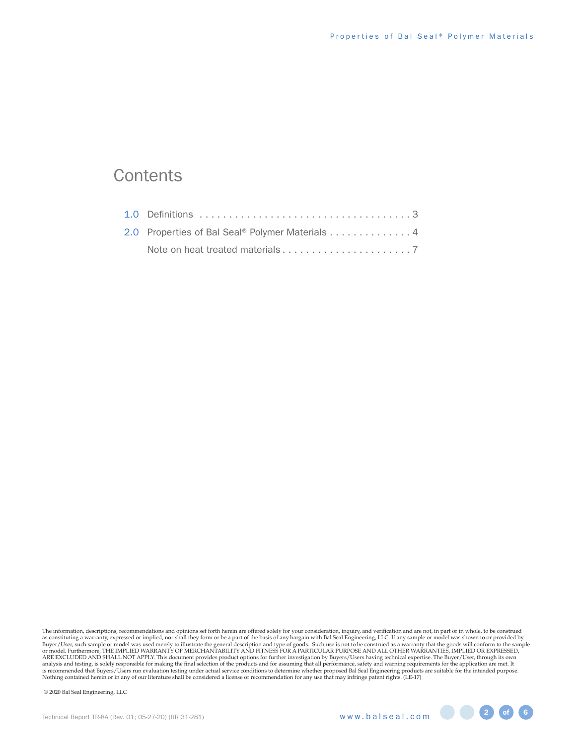# Contents

| | | |
|---|---|---|
| 1.0 | Definitions | 3 |
| 2.0 | Properties of Bal Seal® Polymer Materials | 4 |
| | Note on heat treated materials | 7 |

The information, descriptions, recommendations and opinions set forth herein are offered solely for your consideration, inquiry, and verification and are not, in part or in whole, to be construed as constituting a warranty, expressed or implied, nor shall they form or be a part of the basis of any bargain with Bal Seal Engineering, LLC. If any sample or model was shown to or provided by Buyer/User, such sample or model was used merely to illustrate the general description and type of goods. Such use is not to be construed as a warranty that the goods will conform to the sample or model. Furthermore, THE IMPLIED WARRANTY OF MERCHANTABILITY AND FITNESS FOR A PARTICULAR PURPOSE AND ALL OTHER WARRANTIES, IMPLIED OR EXPRESSED, ARE EXCLUDED AND SHALL NOT APPLY. This document provides product options for further investigation by Buyers/Users having technical expertise. The Buyer/User, through its own analysis and testing, is solely responsible for making the final selection of the products and for assuming that all performance, safety and warning requirements for the application are met. It is recommended that Buyers/Users run evaluation testing under actual service conditions to determine whether proposed Bal Seal Engineering products are suitable for the intended purpose. Nothing contained herein or in any of our literature shall be considered a license or recommendation for any use that may infringe patent rights. (LE-17)

© 2020 Bal Seal Engineering, LLC

Technical Report TR-8A (Rev. 01; 05-27-20) (RR 31-281)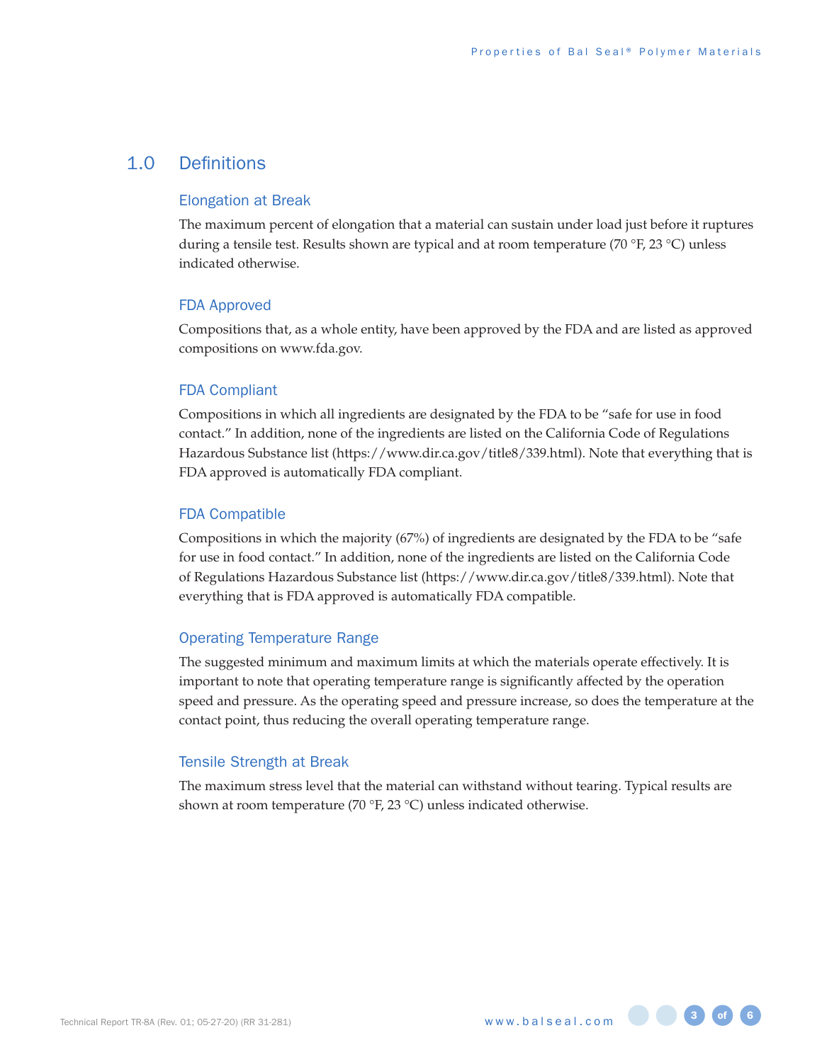## 1.0 Definitions

### Elongation at Break

The maximum percent of elongation that a material can sustain under load just before it ruptures during a tensile test. Results shown are typical and at room temperature (70 °F, 23 °C) unless indicated otherwise.

### FDA Approved

Compositions that, as a whole entity, have been approved by the FDA and are listed as approved compositions on www.fda.gov.

### FDA Compliant

Compositions in which all ingredients are designated by the FDA to be “safe for use in food contact.” In addition, none of the ingredients are listed on the California Code of Regulations Hazardous Substance list (https://www.dir.ca.gov/title8/339.html). Note that everything that is FDA approved is automatically FDA compliant.

### FDA Compatible

Compositions in which the majority (67%) of ingredients are designated by the FDA to be “safe for use in food contact.” In addition, none of the ingredients are listed on the California Code of Regulations Hazardous Substance list (https://www.dir.ca.gov/title8/339.html). Note that everything that is FDA approved is automatically FDA compatible.

### Operating Temperature Range

The suggested minimum and maximum limits at which the materials operate effectively. It is important to note that operating temperature range is significantly affected by the operation speed and pressure. As the operating speed and pressure increase, so does the temperature at the contact point, thus reducing the overall operating temperature range.

### Tensile Strength at Break

The maximum stress level that the material can withstand without tearing. Typical results are shown at room temperature (70 °F, 23 °C) unless indicated otherwise.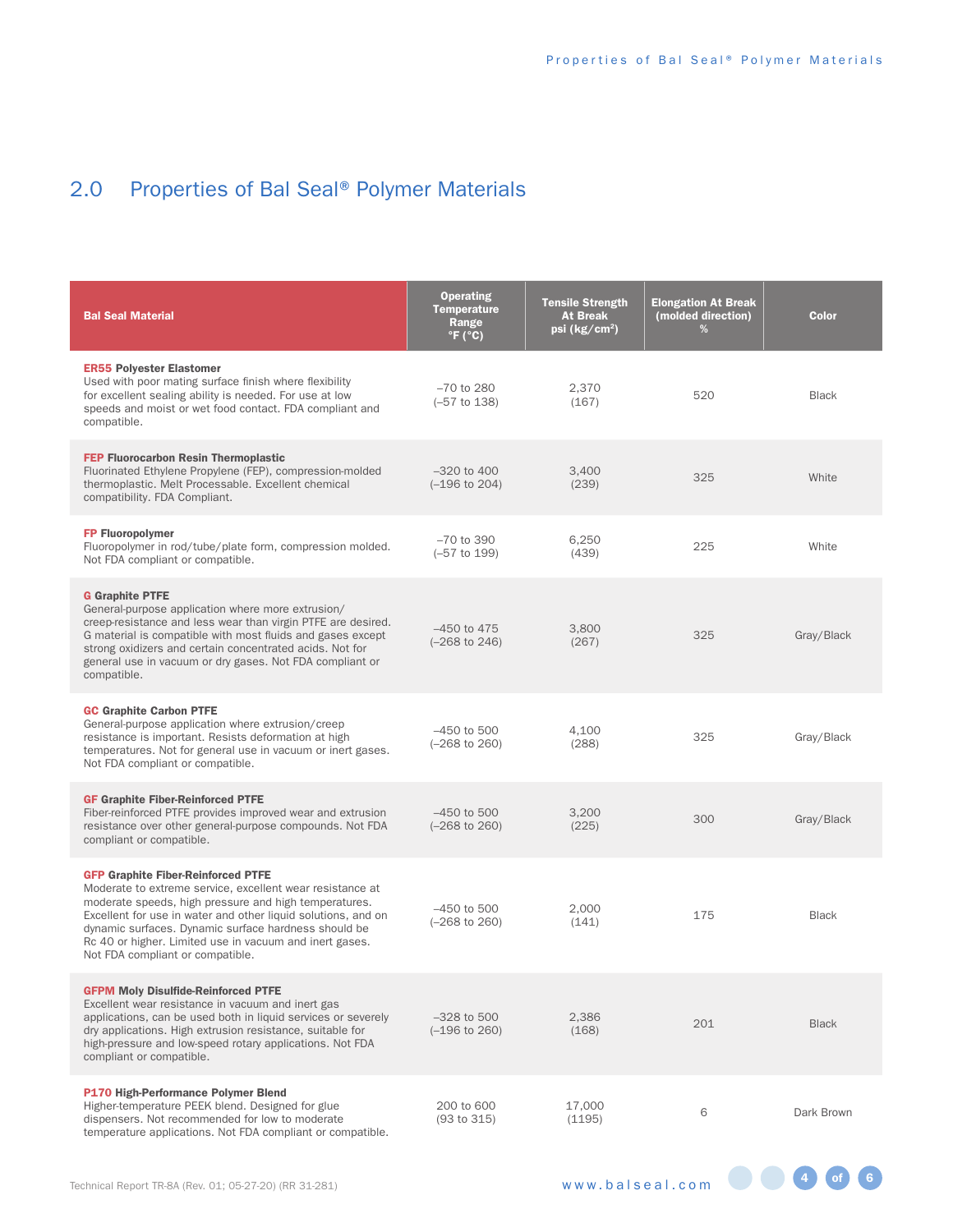## 2.0 Properties of Bal Seal® Polymer Materials

| Bal Seal Material | Operating Temperature Range °F (°C) | Tensile Strength At Break psi (kg/cm²) | Elongation At Break (molded direction) % | Color |
|---|---|---|---|---|
| **ER55 Polyester Elastomer** Used with poor mating surface finish where flexibility for excellent sealing ability is needed. For use at low speeds and moist or wet food contact. FDA compliant and compatible. | –70 to 280 (–57 to 138) | 2,370 (167) | 520 | Black |
| **FEP Fluorocarbon Resin Thermoplastic** Fluorinated Ethylene Propylene (FEP), compression-molded thermoplastic. Melt Processable. Excellent chemical compatibility. FDA Compliant. | –320 to 400 (–196 to 204) | 3,400 (239) | 325 | White |
| **FP Fluoropolymer** Fluoropolymer in rod/tube/plate form, compression molded. Not FDA compliant or compatible. | –70 to 390 (–57 to 199) | 6,250 (439) | 225 | White |
| **G Graphite PTFE** General-purpose application where more extrusion/creep-resistance and less wear than virgin PTFE are desired. G material is compatible with most fluids and gases except strong oxidizers and certain concentrated acids. Not for general use in vacuum or dry gases. Not FDA compliant or compatible. | –450 to 475 (–268 to 246) | 3,800 (267) | 325 | Gray/Black |
| **GC Graphite Carbon PTFE** General-purpose application where extrusion/creep resistance is important. Resists deformation at high temperatures. Not for general use in vacuum or inert gases. Not FDA compliant or compatible. | –450 to 500 (–268 to 260) | 4,100 (288) | 325 | Gray/Black |
| **GF Graphite Fiber-Reinforced PTFE** Fiber-reinforced PTFE provides improved wear and extrusion resistance over other general-purpose compounds. Not FDA compliant or compatible. | –450 to 500 (–268 to 260) | 3,200 (225) | 300 | Gray/Black |
| **GFP Graphite Fiber-Reinforced PTFE** Moderate to extreme service, excellent wear resistance at moderate speeds, high pressure and high temperatures. Excellent for use in water and other liquid solutions, and on dynamic surfaces. Dynamic surface hardness should be Rc 40 or higher. Limited use in vacuum and inert gases. Not FDA compliant or compatible. | –450 to 500 (–268 to 260) | 2,000 (141) | 175 | Black |
| **GFPM Moly Disulfide-Reinforced PTFE** Excellent wear resistance in vacuum and inert gas applications, can be used both in liquid services or severely dry applications. High extrusion resistance, suitable for high-pressure and low-speed rotary applications. Not FDA compliant or compatible. | –328 to 500 (–196 to 260) | 2,386 (168) | 201 | Black |
| **P170 High-Performance Polymer Blend** Higher-temperature PEEK blend. Designed for glue dispensers. Not recommended for low to moderate temperature applications. Not FDA compliant or compatible. | 200 to 600 (93 to 315) | 17,000 (1195) | 6 | Dark Brown |

Technical Report TR-8A (Rev. 01; 05-27-20) (RR 31-281)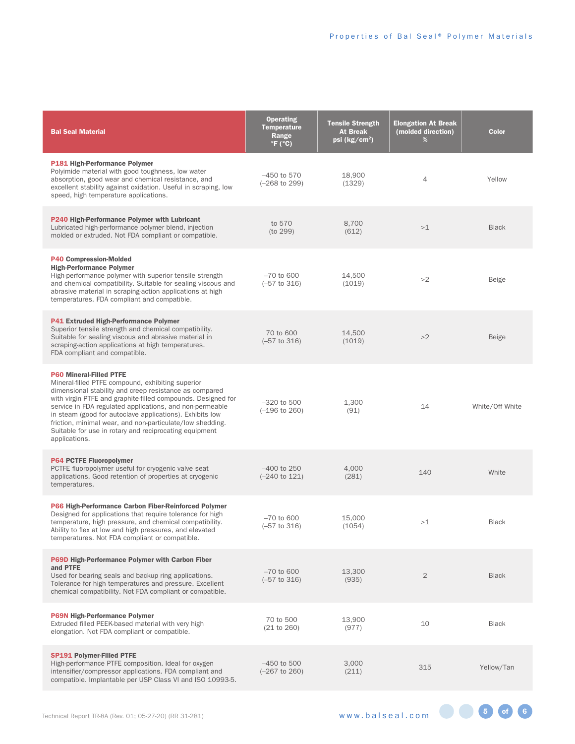| Bal Seal Material | Operating Temperature Range °F (°C) | Tensile Strength At Break psi (kg/cm²) | Elongation At Break (molded direction) % | Color |
|---|---|---|---|---|
| **P181 High-Performance Polymer**<br>Polyimide material with good toughness, low water absorption, good wear and chemical resistance, and excellent stability against oxidation. Useful in scraping, low speed, high temperature applications. | –450 to 570<br>(–268 to 299) | 18,900<br>(1329) | 4 | Yellow |
| **P240 High-Performance Polymer with Lubricant**<br>Lubricated high-performance polymer blend, injection molded or extruded. Not FDA compliant or compatible. | to 570<br>(to 299) | 8,700<br>(612) | >1 | Black |
| **P40 Compression-Molded High-Performance Polymer**<br>High-performance polymer with superior tensile strength and chemical compatibility. Suitable for sealing viscous and abrasive material in scraping-action applications at high temperatures. FDA compliant and compatible. | –70 to 600<br>(–57 to 316) | 14,500<br>(1019) | >2 | Beige |
| **P41 Extruded High-Performance Polymer**<br>Superior tensile strength and chemical compatibility. Suitable for sealing viscous and abrasive material in scraping-action applications at high temperatures. FDA compliant and compatible. | 70 to 600<br>(–57 to 316) | 14,500<br>(1019) | >2 | Beige |
| **P60 Mineral-Filled PTFE**<br>Mineral-filled PTFE compound, exhibiting superior dimensional stability and creep resistance as compared with virgin PTFE and graphite-filled compounds. Designed for service in FDA regulated applications, and non-permeable in steam (good for autoclave applications). Exhibits low friction, minimal wear, and non-particulate/low shedding. Suitable for use in rotary and reciprocating equipment applications. | –320 to 500<br>(–196 to 260) | 1,300<br>(91) | 14 | White/Off White |
| **P64 PCTFE Fluoropolymer**<br>PCTFE fluoropolymer useful for cryogenic valve seat applications. Good retention of properties at cryogenic temperatures. | –400 to 250<br>(–240 to 121) | 4,000<br>(281) | 140 | White |
| **P66 High-Performance Carbon Fiber-Reinforced Polymer**<br>Designed for applications that require tolerance for high temperature, high pressure, and chemical compatibility. Ability to flex at low and high pressures, and elevated temperatures. Not FDA compliant or compatible. | –70 to 600<br>(–57 to 316) | 15,000<br>(1054) | >1 | Black |
| **P69D High-Performance Polymer with Carbon Fiber and PTFE**<br>Used for bearing seals and backup ring applications. Tolerance for high temperatures and pressure. Excellent chemical compatibility. Not FDA compliant or compatible. | –70 to 600<br>(–57 to 316) | 13,300<br>(935) | 2 | Black |
| **P69N High-Performance Polymer**<br>Extruded filled PEEK-based material with very high elongation. Not FDA compliant or compatible. | 70 to 500<br>(21 to 260) | 13,900<br>(977) | 10 | Black |
| **SP191 Polymer-Filled PTFE**<br>High-performance PTFE composition. Ideal for oxygen intensifier/compressor applications. FDA compliant and compatible. Implantable per USP Class VI and ISO 10993-5. | –450 to 500<br>(–267 to 260) | 3,000<br>(211) | 315 | Yellow/Tan |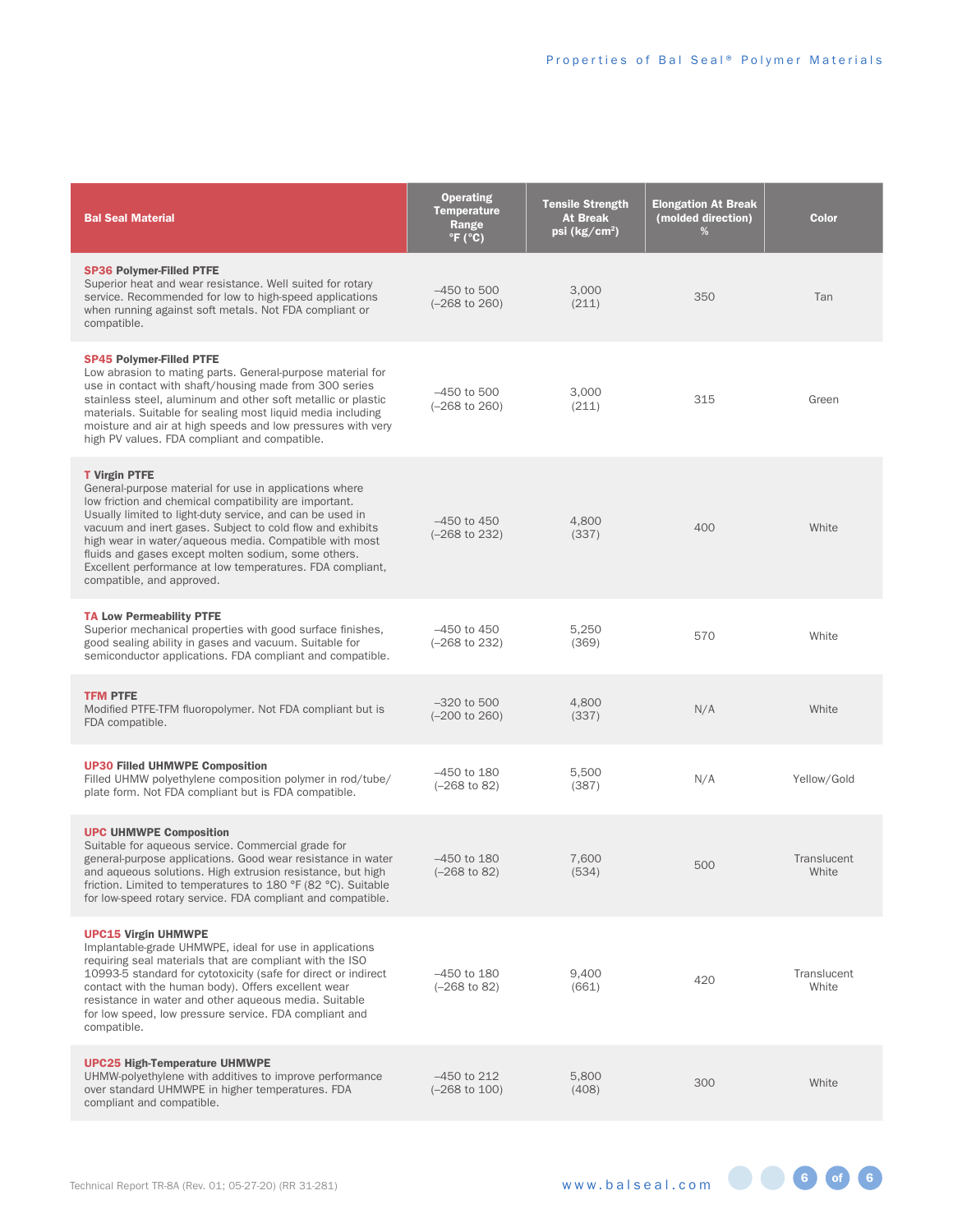| Bal Seal Material | Operating Temperature Range °F (°C) | Tensile Strength At Break psi (kg/cm²) | Elongation At Break (molded direction) % | Color |
|---|---|---|---|---|
| **SP36 Polymer-Filled PTFE** Superior heat and wear resistance. Well suited for rotary service. Recommended for low to high-speed applications when running against soft metals. Not FDA compliant or compatible. | –450 to 500 (–268 to 260) | 3,000 (211) | 350 | Tan |
| **SP45 Polymer-Filled PTFE** Low abrasion to mating parts. General-purpose material for use in contact with shaft/housing made from 300 series stainless steel, aluminum and other soft metallic or plastic materials. Suitable for sealing most liquid media including moisture and air at high speeds and low pressures with very high PV values. FDA compliant and compatible. | –450 to 500 (–268 to 260) | 3,000 (211) | 315 | Green |
| **T Virgin PTFE** General-purpose material for use in applications where low friction and chemical compatibility are important. Usually limited to light-duty service, and can be used in vacuum and inert gases. Subject to cold flow and exhibits high wear in water/aqueous media. Compatible with most fluids and gases except molten sodium, some others. Excellent performance at low temperatures. FDA compliant, compatible, and approved. | –450 to 450 (–268 to 232) | 4,800 (337) | 400 | White |
| **TA Low Permeability PTFE** Superior mechanical properties with good surface finishes, good sealing ability in gases and vacuum. Suitable for semiconductor applications. FDA compliant and compatible. | –450 to 450 (–268 to 232) | 5,250 (369) | 570 | White |
| **TFM PTFE** Modified PTFE-TFM fluoropolymer. Not FDA compliant but is FDA compatible. | –320 to 500 (–200 to 260) | 4,800 (337) | N/A | White |
| **UP30 Filled UHMWPE Composition** Filled UHMW polyethylene composition polymer in rod/tube/plate form. Not FDA compliant but is FDA compatible. | –450 to 180 (–268 to 82) | 5,500 (387) | N/A | Yellow/Gold |
| **UPC UHMWPE Composition** Suitable for aqueous service. Commercial grade for general-purpose applications. Good wear resistance in water and aqueous solutions. High extrusion resistance, but high friction. Limited to temperatures to 180 °F (82 °C). Suitable for low-speed rotary service. FDA compliant and compatible. | –450 to 180 (–268 to 82) | 7,600 (534) | 500 | Translucent White |
| **UPC15 Virgin UHMWPE** Implantable-grade UHMWPE, ideal for use in applications requiring seal materials that are compliant with the ISO 10993-5 standard for cytotoxicity (safe for direct or indirect contact with the human body). Offers excellent wear resistance in water and other aqueous media. Suitable for low speed, low pressure service. FDA compliant and compatible. | –450 to 180 (–268 to 82) | 9,400 (661) | 420 | Translucent White |
| **UPC25 High-Temperature UHMWPE** UHMW-polyethylene with additives to improve performance over standard UHMWPE in higher temperatures. FDA compliant and compatible. | –450 to 212 (–268 to 100) | 5,800 (408) | 300 | White |

Technical Report TR-8A (Rev. 01; 05-27-20) (RR 31-281)